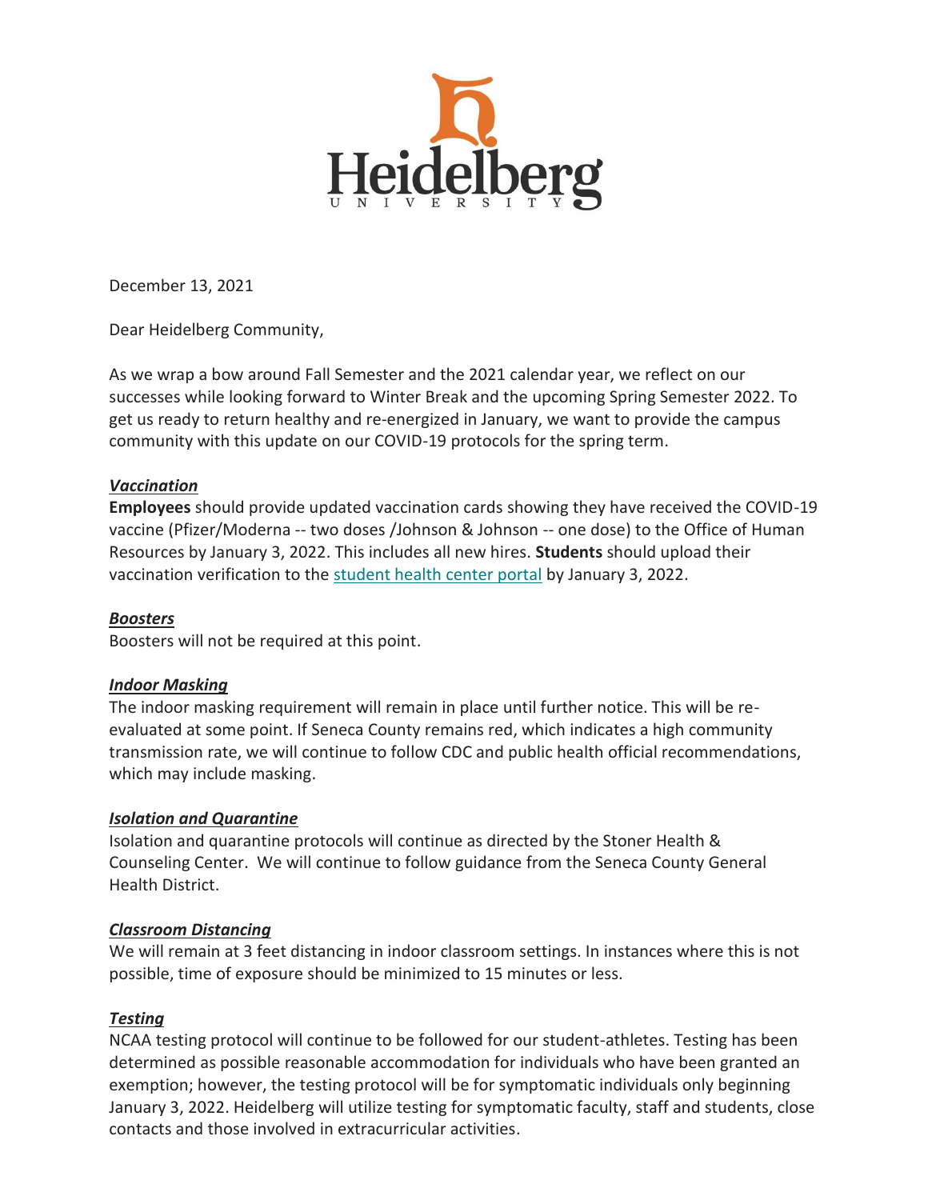Heidelberg University

December 13, 2021

Dear Heidelberg Community,

As we wrap a bow around Fall Semester and the 2021 calendar year, we reflect on our successes while looking forward to Winter Break and the upcoming Spring Semester 2022. To get us ready to return healthy and re-energized in January, we want to provide the campus community with this update on our COVID-19 protocols for the spring term.

***Vaccination***

**Employees** should provide updated vaccination cards showing they have received the COVID-19 vaccine (Pfizer/Moderna -- two doses /Johnson & Johnson -- one dose) to the Office of Human Resources by January 3, 2022. This includes all new hires. **Students** should upload their vaccination verification to the student health center portal by January 3, 2022.

***Boosters***

Boosters will not be required at this point.

***Indoor Masking***

The indoor masking requirement will remain in place until further notice. This will be re-evaluated at some point. If Seneca County remains red, which indicates a high community transmission rate, we will continue to follow CDC and public health official recommendations, which may include masking.

***Isolation and Quarantine***

Isolation and quarantine protocols will continue as directed by the Stoner Health & Counseling Center. We will continue to follow guidance from the Seneca County General Health District.

***Classroom Distancing***

We will remain at 3 feet distancing in indoor classroom settings. In instances where this is not possible, time of exposure should be minimized to 15 minutes or less.

***Testing***

NCAA testing protocol will continue to be followed for our student-athletes. Testing has been determined as possible reasonable accommodation for individuals who have been granted an exemption; however, the testing protocol will be for symptomatic individuals only beginning January 3, 2022. Heidelberg will utilize testing for symptomatic faculty, staff and students, close contacts and those involved in extracurricular activities.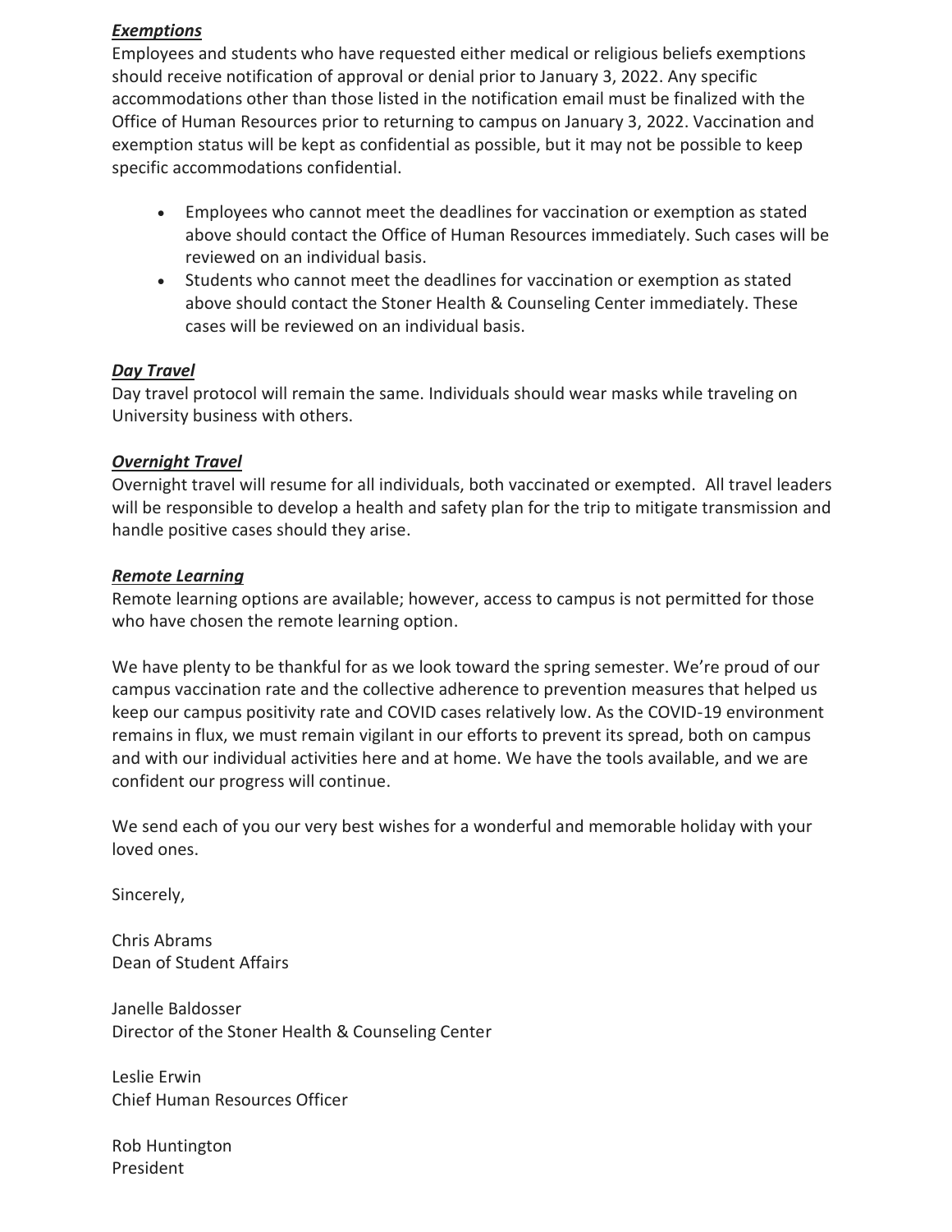***Exemptions***

Employees and students who have requested either medical or religious beliefs exemptions should receive notification of approval or denial prior to January 3, 2022. Any specific accommodations other than those listed in the notification email must be finalized with the Office of Human Resources prior to returning to campus on January 3, 2022. Vaccination and exemption status will be kept as confidential as possible, but it may not be possible to keep specific accommodations confidential.

- Employees who cannot meet the deadlines for vaccination or exemption as stated above should contact the Office of Human Resources immediately. Such cases will be reviewed on an individual basis.
- Students who cannot meet the deadlines for vaccination or exemption as stated above should contact the Stoner Health & Counseling Center immediately. These cases will be reviewed on an individual basis.

***Day Travel***

Day travel protocol will remain the same. Individuals should wear masks while traveling on University business with others.

***Overnight Travel***

Overnight travel will resume for all individuals, both vaccinated or exempted. All travel leaders will be responsible to develop a health and safety plan for the trip to mitigate transmission and handle positive cases should they arise.

***Remote Learning***

Remote learning options are available; however, access to campus is not permitted for those who have chosen the remote learning option.

We have plenty to be thankful for as we look toward the spring semester. We're proud of our campus vaccination rate and the collective adherence to prevention measures that helped us keep our campus positivity rate and COVID cases relatively low. As the COVID-19 environment remains in flux, we must remain vigilant in our efforts to prevent its spread, both on campus and with our individual activities here and at home. We have the tools available, and we are confident our progress will continue.

We send each of you our very best wishes for a wonderful and memorable holiday with your loved ones.

Sincerely,

Chris Abrams
Dean of Student Affairs

Janelle Baldosser
Director of the Stoner Health & Counseling Center

Leslie Erwin
Chief Human Resources Officer

Rob Huntington
President